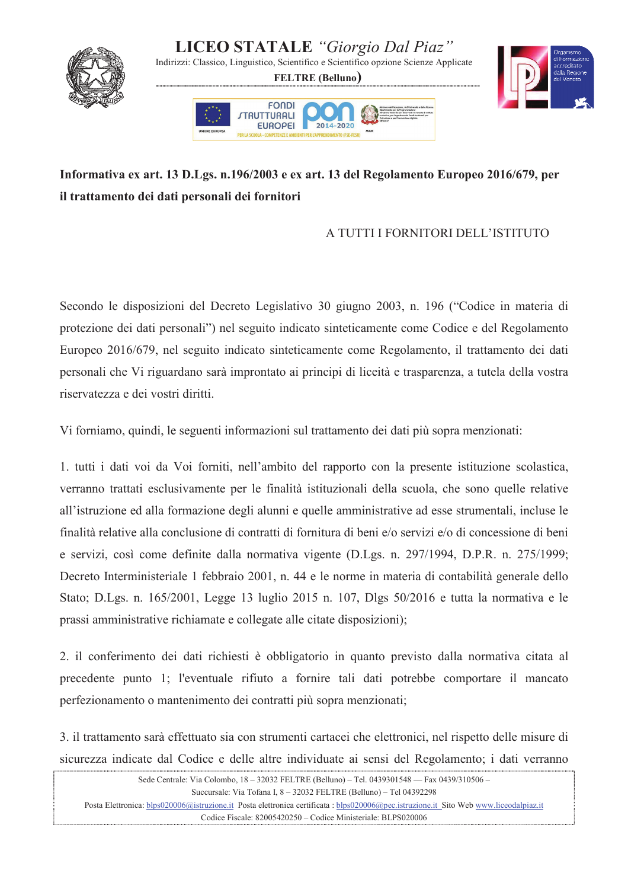# LICEO STATALE *"Giorgio Dal Piaz"*

Indirizzi: Classico, Linguistico, Scientifico e Scientifico opzione Scienze Applicate

**FELTRE (Belluno)**

**Informativa ex art. 13 D.Lgs. n.196/2003 e ex art. 13 del Regolamento Europeo 2016/679, per il trattamento dei dati personali dei fornitori**

A TUTTI I FORNITORI DELL'ISTITUTO

Secondo le disposizioni del Decreto Legislativo 30 giugno 2003, n. 196 ("Codice in materia di protezione dei dati personali") nel seguito indicato sinteticamente come Codice e del Regolamento Europeo 2016/679, nel seguito indicato sinteticamente come Regolamento, il trattamento dei dati personali che Vi riguardano sarà improntato ai principi di liceità e trasparenza, a tutela della vostra riservatezza e dei vostri diritti.

Vi forniamo, quindi, le seguenti informazioni sul trattamento dei dati più sopra menzionati:

1. tutti i dati voi da Voi forniti, nell'ambito del rapporto con la presente istituzione scolastica, verranno trattati esclusivamente per le finalità istituzionali della scuola, che sono quelle relative all'istruzione ed alla formazione degli alunni e quelle amministrative ad esse strumentali, incluse le finalità relative alla conclusione di contratti di fornitura di beni e/o servizi e/o di concessione di beni e servizi, così come definite dalla normativa vigente (D.Lgs. n. 297/1994, D.P.R. n. 275/1999; Decreto Interministeriale 1 febbraio 2001, n. 44 e le norme in materia di contabilità generale dello Stato; D.Lgs. n. 165/2001, Legge 13 luglio 2015 n. 107, Dlgs 50/2016 e tutta la normativa e le prassi amministrative richiamate e collegate alle citate disposizioni);

2. il conferimento dei dati richiesti è obbligatorio in quanto previsto dalla normativa citata al precedente punto 1; l'eventuale rifiuto a fornire tali dati potrebbe comportare il mancato perfezionamento o mantenimento dei contratti più sopra menzionati;

3. il trattamento sarà effettuato sia con strumenti cartacei che elettronici, nel rispetto delle misure di sicurezza indicate dal Codice e delle altre individuate ai sensi del Regolamento; i dati verranno

Sede Centrale: Via Colombo, 18 – 32032 FELTRE (Belluno) – Tel. 0439301548 — Fax 0439/310506 –
Succursale: Via Tofana I, 8 – 32032 FELTRE (Belluno) – Tel 04392298
Posta Elettronica: blps020006@istruzione.it Posta elettronica certificata : blps020006@pec.istruzione.it Sito Web www.liceodalpiaz.it
Codice Fiscale: 82005420250 – Codice Ministeriale: BLPS020006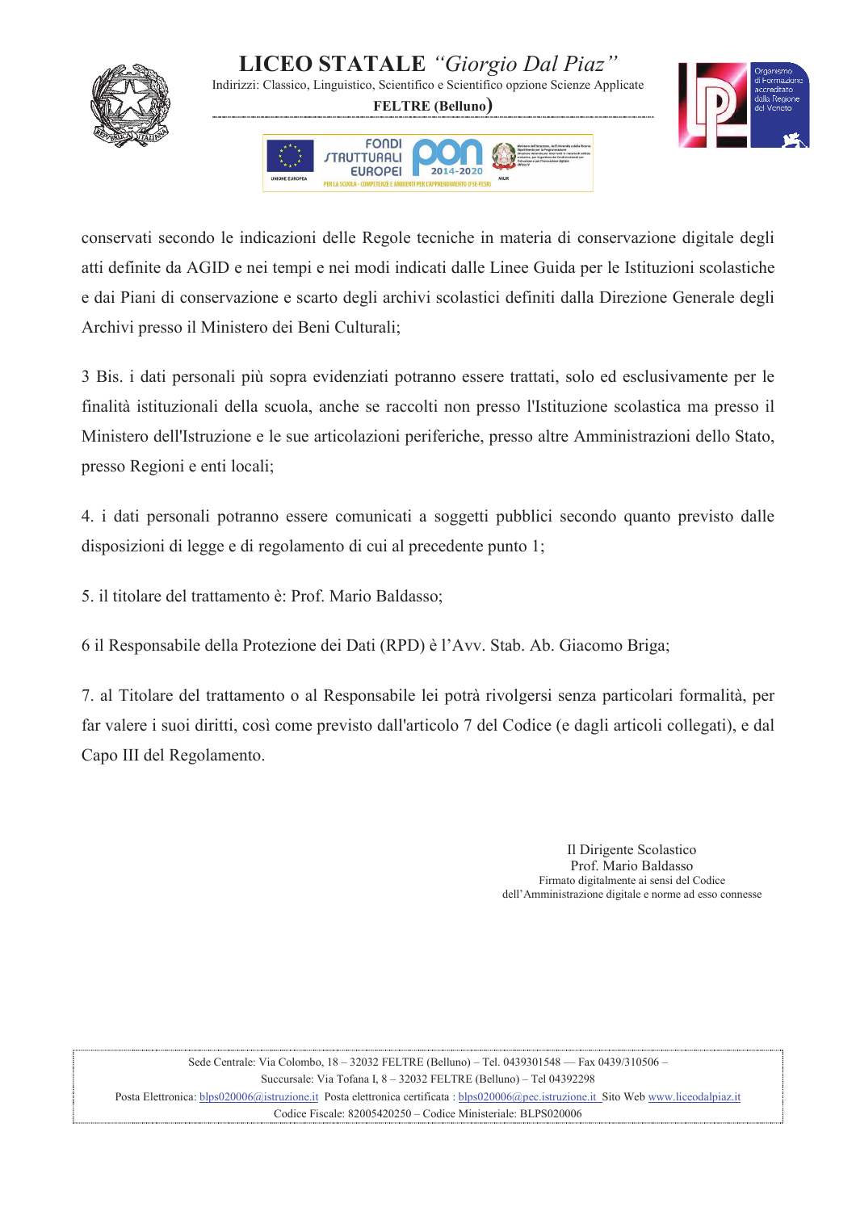conservati secondo le indicazioni delle Regole tecniche in materia di conservazione digitale degli atti definite da AGID e nei tempi e nei modi indicati dalle Linee Guida per le Istituzioni scolastiche e dai Piani di conservazione e scarto degli archivi scolastici definiti dalla Direzione Generale degli Archivi presso il Ministero dei Beni Culturali;

3 Bis. i dati personali più sopra evidenziati potranno essere trattati, solo ed esclusivamente per le finalità istituzionali della scuola, anche se raccolti non presso l'Istituzione scolastica ma presso il Ministero dell'Istruzione e le sue articolazioni periferiche, presso altre Amministrazioni dello Stato, presso Regioni e enti locali;

4. i dati personali potranno essere comunicati a soggetti pubblici secondo quanto previsto dalle disposizioni di legge e di regolamento di cui al precedente punto 1;

5. il titolare del trattamento è: Prof. Mario Baldasso;

6 il Responsabile della Protezione dei Dati (RPD) è l'Avv. Stab. Ab. Giacomo Briga;

7. al Titolare del trattamento o al Responsabile lei potrà rivolgersi senza particolari formalità, per far valere i suoi diritti, così come previsto dall'articolo 7 del Codice (e dagli articoli collegati), e dal Capo III del Regolamento.

Il Dirigente Scolastico
Prof. Mario Baldasso
Firmato digitalmente ai sensi del Codice
dell'Amministrazione digitale e norme ad esso connesse